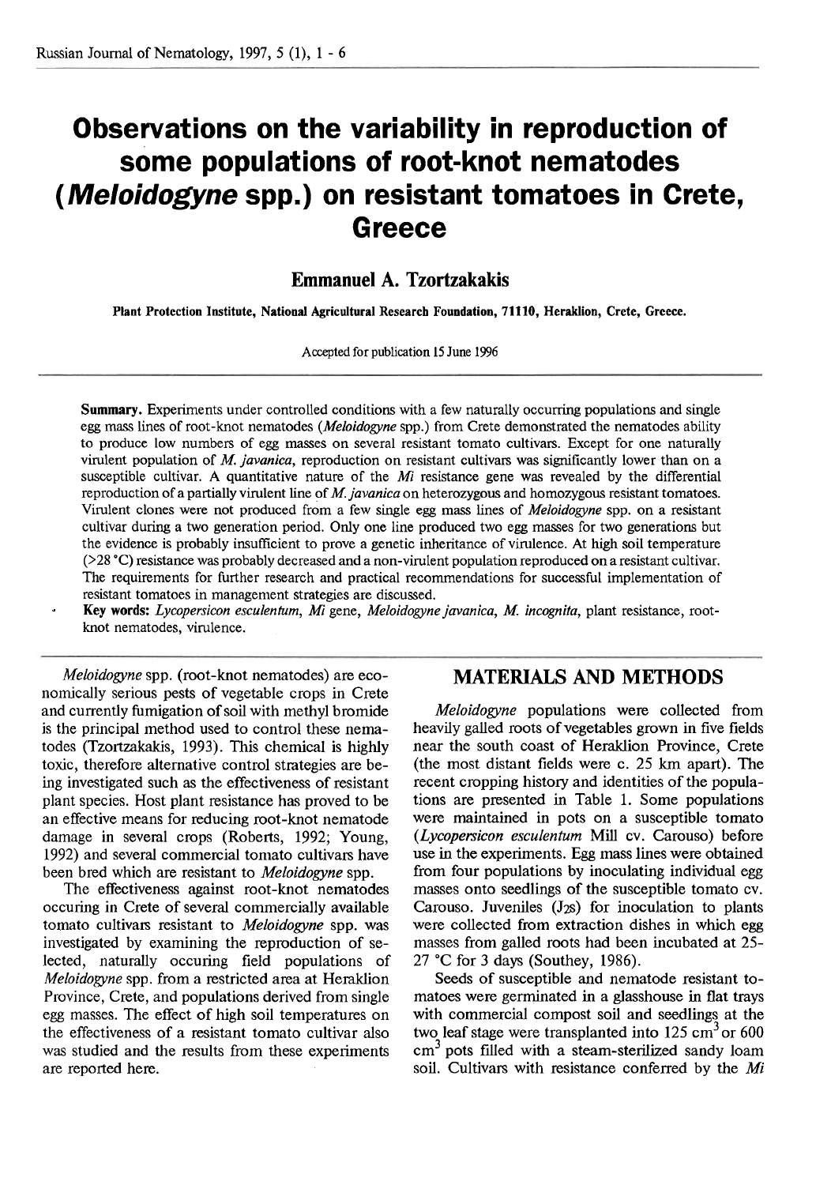# Observations on the variability in reproduction of some populations of root-knot nematodes (*Meloidogyne* spp.) on resistant tomatoes in Crete, Greece

**Emmanuel A. Tzortzakakis**

**Plant Protection Institute, National Agricultural Research Foundation, 71110, Heraklion, Crete, Greece.**

Accepted for publication 15 June 1996

**Summary.** Experiments under controlled conditions with a few naturally occurring populations and single egg mass lines of root-knot nematodes (*Meloidogyne* spp.) from Crete demonstrated the nematodes ability to produce low numbers of egg masses on several resistant tomato cultivars. Except for one naturally virulent population of *M. javanica*, reproduction on resistant cultivars was significantly lower than on a susceptible cultivar. A quantitative nature of the *Mi* resistance gene was revealed by the differential reproduction of a partially virulent line of *M. javanica* on heterozygous and homozygous resistant tomatoes. Virulent clones were not produced from a few single egg mass lines of *Meloidogyne* spp. on a resistant cultivar during a two generation period. Only one line produced two egg masses for two generations but the evidence is probably insufficient to prove a genetic inheritance of virulence. At high soil temperature (>28 °C) resistance was probably decreased and a non-virulent population reproduced on a resistant cultivar. The requirements for further research and practical recommendations for successful implementation of resistant tomatoes in management strategies are discussed.

**Key words:** *Lycopersicon esculentum*, *Mi* gene, *Meloidogyne javanica*, *M. incognita*, plant resistance, root-knot nematodes, virulence.

*Meloidogyne* spp. (root-knot nematodes) are economically serious pests of vegetable crops in Crete and currently fumigation of soil with methyl bromide is the principal method used to control these nematodes (Tzortzakakis, 1993). This chemical is highly toxic, therefore alternative control strategies are being investigated such as the effectiveness of resistant plant species. Host plant resistance has proved to be an effective means for reducing root-knot nematode damage in several crops (Roberts, 1992; Young, 1992) and several commercial tomato cultivars have been bred which are resistant to *Meloidogyne* spp.

The effectiveness against root-knot nematodes occuring in Crete of several commercially available tomato cultivars resistant to *Meloidogyne* spp. was investigated by examining the reproduction of selected, naturally occuring field populations of *Meloidogyne* spp. from a restricted area at Heraklion Province, Crete, and populations derived from single egg masses. The effect of high soil temperatures on the effectiveness of a resistant tomato cultivar also was studied and the results from these experiments are reported here.

## MATERIALS AND METHODS

*Meloidogyne* populations were collected from heavily galled roots of vegetables grown in five fields near the south coast of Heraklion Province, Crete (the most distant fields were c. 25 km apart). The recent cropping history and identities of the populations are presented in Table 1. Some populations were maintained in pots on a susceptible tomato (*Lycopersicon esculentum* Mill cv. Carouso) before use in the experiments. Egg mass lines were obtained from four populations by inoculating individual egg masses onto seedlings of the susceptible tomato cv. Carouso. Juveniles (J2s) for inoculation to plants were collected from extraction dishes in which egg masses from galled roots had been incubated at 25-27 °C for 3 days (Southey, 1986).

Seeds of susceptible and nematode resistant tomatoes were germinated in a glasshouse in flat trays with commercial compost soil and seedlings at the two leaf stage were transplanted into 125 $cm^3$ or 600 $cm^3$ pots filled with a steam-sterilized sandy loam soil. Cultivars with resistance conferred by the *Mi*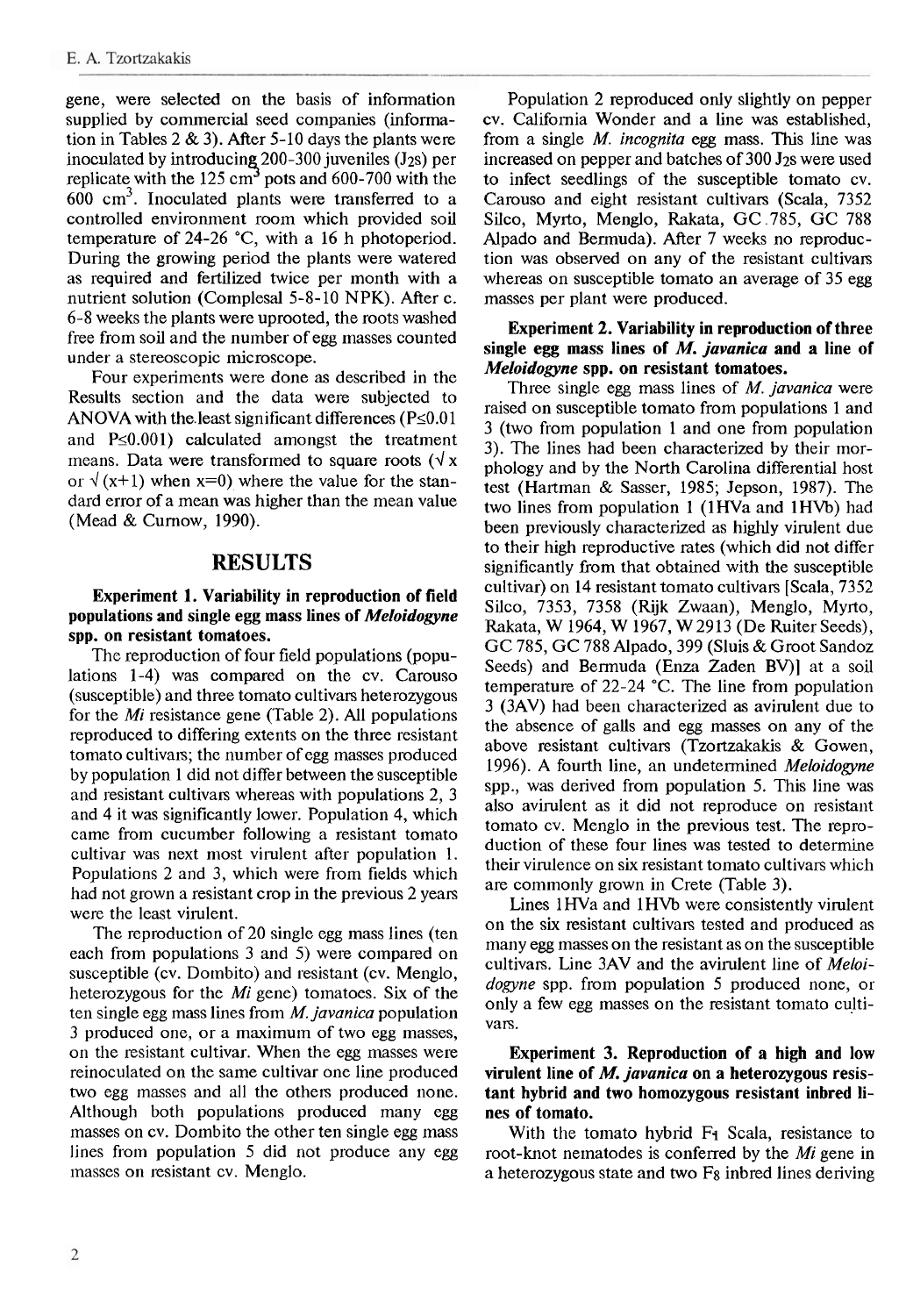gene, were selected on the basis of information supplied by commercial seed companies (information in Tables 2 & 3). After 5-10 days the plants were inoculated by introducing 200-300 juveniles ($J_2$s) per replicate with the 125 $cm^3$ pots and 600-700 with the 600 $cm^3$. Inoculated plants were transferred to a controlled environment room which provided soil temperature of 24-26 °C, with a 16 h photoperiod. During the growing period the plants were watered as required and fertilized twice per month with a nutrient solution (Complesal 5-8-10 NPK). After c. 6-8 weeks the plants were uprooted, the roots washed free from soil and the number of egg masses counted under a stereoscopic microscope.

Four experiments were done as described in the Results section and the data were subjected to ANOVA with the least significant differences ($P \leq 0.01$ and $P \leq 0.001$) calculated amongst the treatment means. Data were transformed to square roots ($\sqrt{x}$ or $\sqrt{(x+1)}$ when x=0) where the value for the standard error of a mean was higher than the mean value (Mead & Curnow, 1990).

## RESULTS

### Experiment 1. Variability in reproduction of field populations and single egg mass lines of *Meloidogyne* spp. on resistant tomatoes.

The reproduction of four field populations (populations 1-4) was compared on the cv. Carouso (susceptible) and three tomato cultivars heterozygous for the *Mi* resistance gene (Table 2). All populations reproduced to differing extents on the three resistant tomato cultivars; the number of egg masses produced by population 1 did not differ between the susceptible and resistant cultivars whereas with populations 2, 3 and 4 it was significantly lower. Population 4, which came from cucumber following a resistant tomato cultivar was next most virulent after population 1. Populations 2 and 3, which were from fields which had not grown a resistant crop in the previous 2 years were the least virulent.

The reproduction of 20 single egg mass lines (ten each from populations 3 and 5) were compared on susceptible (cv. Dombito) and resistant (cv. Menglo, heterozygous for the *Mi* gene) tomatoes. Six of the ten single egg mass lines from *M. javanica* population 3 produced one, or a maximum of two egg masses, on the resistant cultivar. When the egg masses were reinoculated on the same cultivar one line produced two egg masses and all the others produced none. Although both populations produced many egg masses on cv. Dombito the other ten single egg mass lines from population 5 did not produce any egg masses on resistant cv. Menglo.

Population 2 reproduced only slightly on pepper cv. California Wonder and a line was established, from a single *M. incognita* egg mass. This line was increased on pepper and batches of 300 $J_2$s were used to infect seedlings of the susceptible tomato cv. Carouso and eight resistant cultivars (Scala, 7352 Silco, Myrto, Menglo, Rakata, GC 785, GC 788 Alpado and Bermuda). After 7 weeks no reproduction was observed on any of the resistant cultivars whereas on susceptible tomato an average of 35 egg masses per plant were produced.

### Experiment 2. Variability in reproduction of three single egg mass lines of *M. javanica* and a line of *Meloidogyne* spp. on resistant tomatoes.

Three single egg mass lines of *M. javanica* were raised on susceptible tomato from populations 1 and 3 (two from population 1 and one from population 3). The lines had been characterized by their morphology and by the North Carolina differential host test (Hartman & Sasser, 1985; Jepson, 1987). The two lines from population 1 (1HVa and 1HVb) had been previously characterized as highly virulent due to their high reproductive rates (which did not differ significantly from that obtained with the susceptible cultivar) on 14 resistant tomato cultivars [Scala, 7352 Silco, 7353, 7358 (Rijk Zwaan), Menglo, Myrto, Rakata, W 1964, W 1967, W 2913 (De Ruiter Seeds), GC 785, GC 788 Alpado, 399 (Sluis & Groot Sandoz Seeds) and Bermuda (Enza Zaden BV)] at a soil temperature of 22-24 °C. The line from population 3 (3AV) had been characterized as avirulent due to the absence of galls and egg masses on any of the above resistant cultivars (Tzortzakakis & Gowen, 1996). A fourth line, an undetermined *Meloidogyne* spp., was derived from population 5. This line was also avirulent as it did not reproduce on resistant tomato cv. Menglo in the previous test. The reproduction of these four lines was tested to determine their virulence on six resistant tomato cultivars which are commonly grown in Crete (Table 3).

Lines 1HVa and 1HVb were consistently virulent on the six resistant cultivars tested and produced as many egg masses on the resistant as on the susceptible cultivars. Line 3AV and the avirulent line of *Meloidogyne* spp. from population 5 produced none, or only a few egg masses on the resistant tomato cultivars.

### Experiment 3. Reproduction of a high and low virulent line of *M. javanica* on a heterozygous resistant hybrid and two homozygous resistant inbred lines of tomato.

With the tomato hybrid $F_1$ Scala, resistance to root-knot nematodes is conferred by the *Mi* gene in a heterozygous state and two $F_8$ inbred lines deriving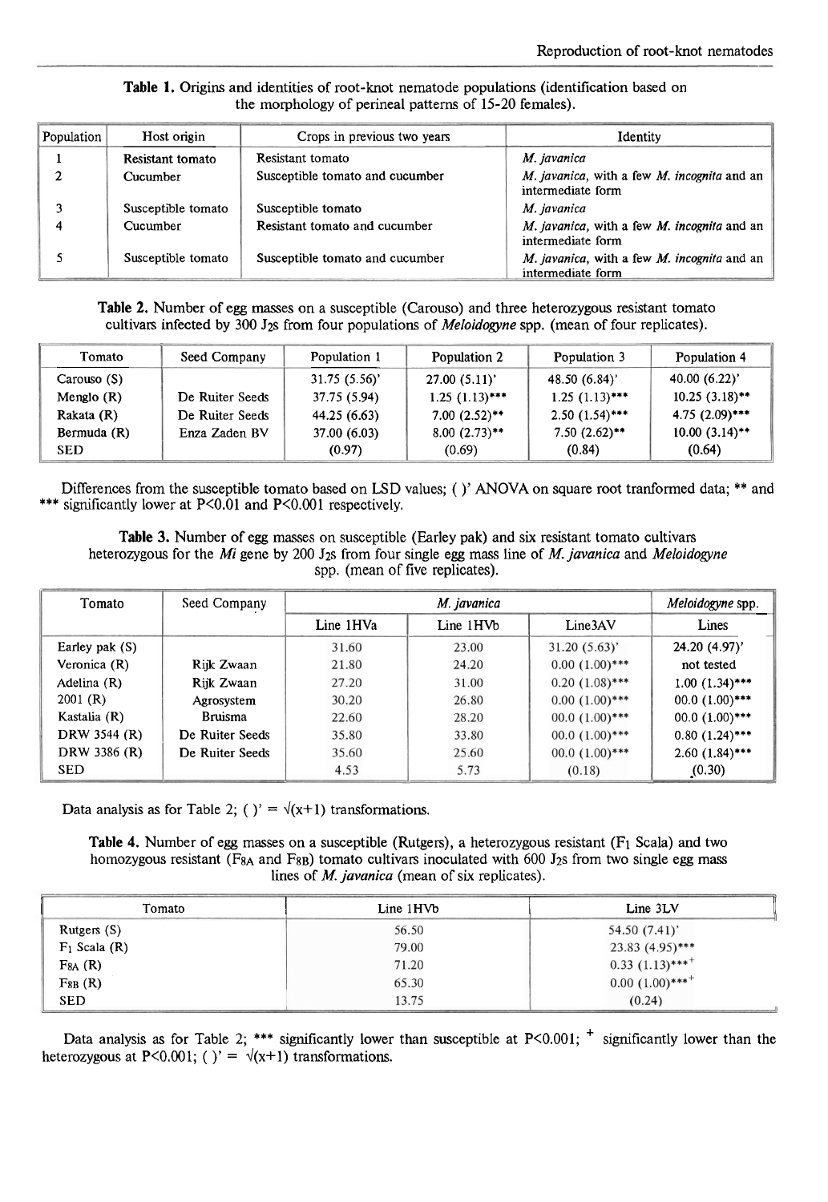**Table 1.** Origins and identities of root-knot nematode populations (identification based on the morphology of perineal patterns of 15-20 females).

| Population | Host origin | Crops in previous two years | Identity |
|---|---|---|---|
| 1 | Resistant tomato | Resistant tomato | *M. javanica* |
| 2 | Cucumber | Susceptible tomato and cucumber | *M. javanica*, with a few *M. incognita* and an intermediate form |
| 3 | Susceptible tomato | Susceptible tomato | *M. javanica* |
| 4 | Cucumber | Resistant tomato and cucumber | *M. javanica*, with a few *M. incognita* and an intermediate form |
| 5 | Susceptible tomato | Susceptible tomato and cucumber | *M. javanica*, with a few *M. incognita* and an intermediate form |

**Table 2.** Number of egg masses on a susceptible (Carouso) and three heterozygous resistant tomato cultivars infected by 300 $J_2$s from four populations of *Meloidogyne* spp. (mean of four replicates).

| Tomato | Seed Company | Population 1 | Population 2 | Population 3 | Population 4 |
|---|---|---|---|---|---|
| Carouso (S) | | 31.75 (5.56)' | 27.00 (5.11)' | 48.50 (6.84)' | 40.00 (6.22)' |
| Menglo (R) | De Ruiter Seeds | 37.75 (5.94) | 1.25 (1.13)*** | 1.25 (1.13)*** | 10.25 (3.18)** |
| Rakata (R) | De Ruiter Seeds | 44.25 (6.63) | 7.00 (2.52)** | 2.50 (1.54)*** | 4.75 (2.09)*** |
| Bermuda (R) | Enza Zaden BV | 37.00 (6.03) | 8.00 (2.73)** | 7.50 (2.62)** | 10.00 (3.14)** |
| SED | | (0.97) | (0.69) | (0.84) | (0.64) |

Differences from the susceptible tomato based on LSD values; ( )' ANOVA on square root tranformed data; ** and *** significantly lower at $P<0.01$ and $P<0.001$ respectively.

**Table 3.** Number of egg masses on susceptible (Earley pak) and six resistant tomato cultivars heterozygous for the *Mi* gene by 200 $J_2$s from four single egg mass line of *M. javanica* and *Meloidogyne* spp. (mean of five replicates).

| Tomato | Seed Company | *M. javanica* | | | *Meloidogyne* spp. |
|---|---|---|---|---|---|
| | | Line 1HVa | Line 1HVb | Line3AV | Lines |
| Earley pak (S) | | 31.60 | 23.00 | 31.20 (5.63)' | 24.20 (4.97)' |
| Veronica (R) | Rijk Zwaan | 21.80 | 24.20 | 0.00 (1.00)*** | not tested |
| Adelina (R) | Rijk Zwaan | 27.20 | 31.00 | 0.20 (1.08)*** | 1.00 (1.34)*** |
| 2001 (R) | Agrosystem | 30.20 | 26.80 | 0.00 (1.00)*** | 00.0 (1.00)*** |
| Kastalia (R) | Bruisma | 22.60 | 28.20 | 00.0 (1.00)*** | 00.0 (1.00)*** |
| DRW 3544 (R) | De Ruiter Seeds | 35.80 | 33.80 | 00.0 (1.00)*** | 0.80 (1.24)*** |
| DRW 3386 (R) | De Ruiter Seeds | 35.60 | 25.60 | 00.0 (1.00)*** | 2.60 (1.84)*** |
| SED | | 4.53 | 5.73 | (0.18) | (0.30) |

Data analysis as for Table 2; ( )' = $\sqrt{(x+1)}$ transformations.

**Table 4.** Number of egg masses on a susceptible (Rutgers), a heterozygous resistant ($F_1$ Scala) and two homozygous resistant ($F_{8A}$ and $F_{8B}$) tomato cultivars inoculated with 600 $J_2$s from two single egg mass lines of *M. javanica* (mean of six replicates).

| Tomato | Line 1HVb | Line 3LV |
|---|---|---|
| Rutgers (S) | 56.50 | 54.50 (7.41)' |
| $F_1$ Scala (R) | 79.00 | 23.83 (4.95)*** |
| $F_{8A}$ (R) | 71.20 | 0.33 (1.13)***$^{+}$ |
| $F_{8B}$ (R) | 65.30 | 0.00 (1.00)***$^{+}$ |
| SED | 13.75 | (0.24) |

Data analysis as for Table 2; *** significantly lower than susceptible at $P<0.001$; $^{+}$ significantly lower than the heterozygous at $P<0.001$; ( )' = $\sqrt{(x+1)}$ transformations.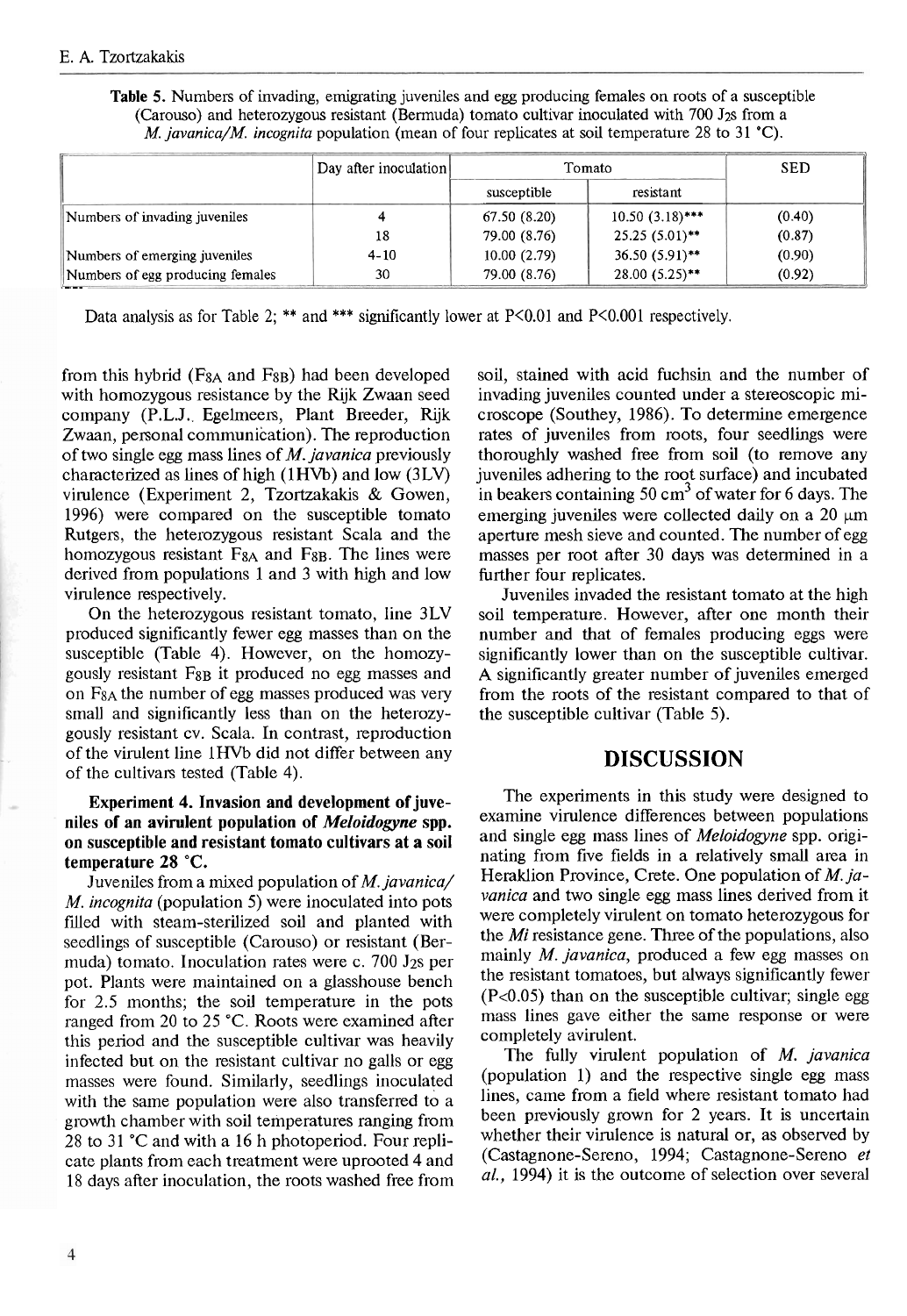**Table 5.** Numbers of invading, emigrating juveniles and egg producing females on roots of a susceptible (Carouso) and heterozygous resistant (Bermuda) tomato cultivar inoculated with 700 J2s from a *M. javanica/M. incognita* population (mean of four replicates at soil temperature 28 to 31 °C).

| | Day after inoculation | Tomato | | SED |
|---|---|---|---|---|
| | | susceptible | resistant | |
| Numbers of invading juveniles | 4 | 67.50 (8.20) | 10.50 (3.18)*** | (0.40) |
| | 18 | 79.00 (8.76) | 25.25 (5.01)** | (0.87) |
| Numbers of emerging juveniles | 4-10 | 10.00 (2.79) | 36.50 (5.91)** | (0.90) |
| Numbers of egg producing females | 30 | 79.00 (8.76) | 28.00 (5.25)** | (0.92) |

Data analysis as for Table 2; ** and *** significantly lower at P<0.01 and P<0.001 respectively.

from this hybrid ($F_{8A}$ and $F_{8B}$) had been developed with homozygous resistance by the Rijk Zwaan seed company (P.L.J. Egelmeers, Plant Breeder, Rijk Zwaan, personal communication). The reproduction of two single egg mass lines of *M. javanica* previously characterized as lines of high (1HVb) and low (3LV) virulence (Experiment 2, Tzortzakakis & Gowen, 1996) were compared on the susceptible tomato Rutgers, the heterozygous resistant Scala and the homozygous resistant $F_{8A}$ and $F_{8B}$. The lines were derived from populations 1 and 3 with high and low virulence respectively.

On the heterozygous resistant tomato, line 3LV produced significantly fewer egg masses than on the susceptible (Table 4). However, on the homozygously resistant $F_{8B}$ it produced no egg masses and on $F_{8A}$ the number of egg masses produced was very small and significantly less than on the heterozygously resistant cv. Scala. In contrast, reproduction of the virulent line 1HVb did not differ between any of the cultivars tested (Table 4).

**Experiment 4. Invasion and development of juveniles of an avirulent population of *Meloidogyne* spp. on susceptible and resistant tomato cultivars at a soil temperature 28 °C.**

Juveniles from a mixed population of *M. javanica/M. incognita* (population 5) were inoculated into pots filled with steam-sterilized soil and planted with seedlings of susceptible (Carouso) or resistant (Bermuda) tomato. Inoculation rates were c. 700 J2s per pot. Plants were maintained on a glasshouse bench for 2.5 months; the soil temperature in the pots ranged from 20 to 25 °C. Roots were examined after this period and the susceptible cultivar was heavily infected but on the resistant cultivar no galls or egg masses were found. Similarly, seedlings inoculated with the same population were also transferred to a growth chamber with soil temperatures ranging from 28 to 31 °C and with a 16 h photoperiod. Four replicate plants from each treatment were uprooted 4 and 18 days after inoculation, the roots washed free from soil, stained with acid fuchsin and the number of invading juveniles counted under a stereoscopic microscope (Southey, 1986). To determine emergence rates of juveniles from roots, four seedlings were thoroughly washed free from soil (to remove any juveniles adhering to the root surface) and incubated in beakers containing 50 $cm^3$ of water for 6 days. The emerging juveniles were collected daily on a 20 μm aperture mesh sieve and counted. The number of egg masses per root after 30 days was determined in a further four replicates.

Juveniles invaded the resistant tomato at the high soil temperature. However, after one month their number and that of females producing eggs were significantly lower than on the susceptible cultivar. A significantly greater number of juveniles emerged from the roots of the resistant compared to that of the susceptible cultivar (Table 5).

## DISCUSSION

The experiments in this study were designed to examine virulence differences between populations and single egg mass lines of *Meloidogyne* spp. originating from five fields in a relatively small area in Heraklion Province, Crete. One population of *M. javanica* and two single egg mass lines derived from it were completely virulent on tomato heterozygous for the *Mi* resistance gene. Three of the populations, also mainly *M. javanica*, produced a few egg masses on the resistant tomatoes, but always significantly fewer (P<0.05) than on the susceptible cultivar; single egg mass lines gave either the same response or were completely avirulent.

The fully virulent population of *M. javanica* (population 1) and the respective single egg mass lines, came from a field where resistant tomato had been previously grown for 2 years. It is uncertain whether their virulence is natural or, as observed by (Castagnone-Sereno, 1994; Castagnone-Sereno *et al.*, 1994) it is the outcome of selection over several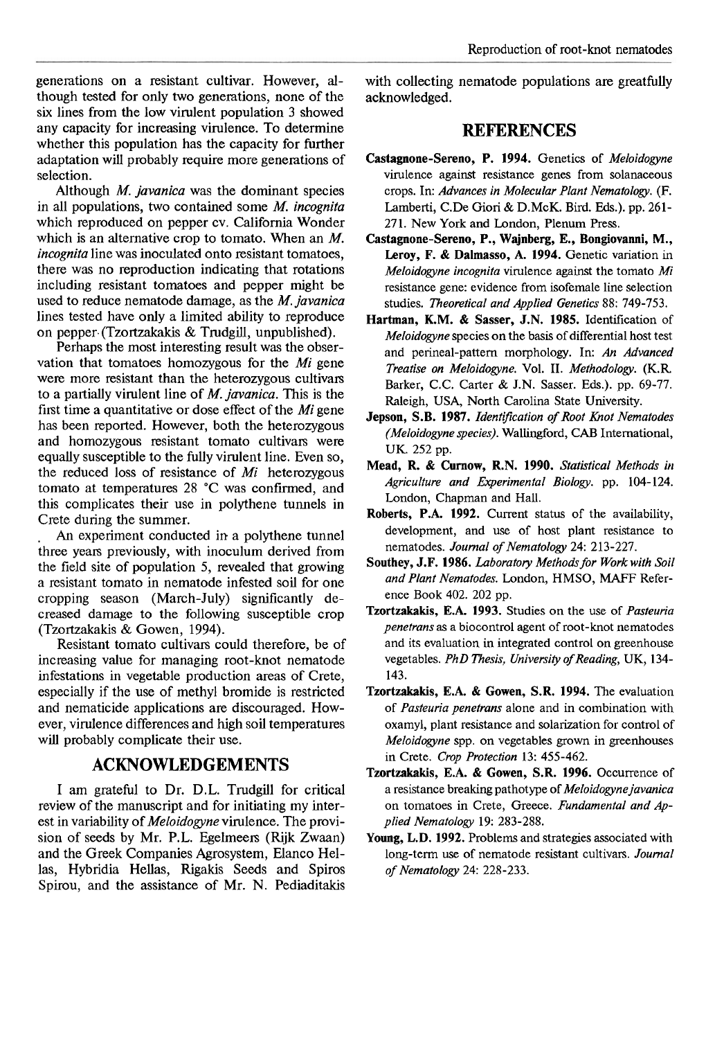generations on a resistant cultivar. However, although tested for only two generations, none of the six lines from the low virulent population 3 showed any capacity for increasing virulence. To determine whether this population has the capacity for further adaptation will probably require more generations of selection.

Although *M. javanica* was the dominant species in all populations, two contained some *M. incognita* which reproduced on pepper cv. California Wonder which is an alternative crop to tomato. When an *M. incognita* line was inoculated onto resistant tomatoes, there was no reproduction indicating that rotations including resistant tomatoes and pepper might be used to reduce nematode damage, as the *M. javanica* lines tested have only a limited ability to reproduce on pepper (Tzortzakakis & Trudgill, unpublished).

Perhaps the most interesting result was the observation that tomatoes homozygous for the *Mi* gene were more resistant than the heterozygous cultivars to a partially virulent line of *M. javanica*. This is the first time a quantitative or dose effect of the *Mi* gene has been reported. However, both the heterozygous and homozygous resistant tomato cultivars were equally susceptible to the fully virulent line. Even so, the reduced loss of resistance of *Mi* heterozygous tomato at temperatures 28 °C was confirmed, and this complicates their use in polythene tunnels in Crete during the summer.

An experiment conducted in a polythene tunnel three years previously, with inoculum derived from the field site of population 5, revealed that growing a resistant tomato in nematode infested soil for one cropping season (March-July) significantly decreased damage to the following susceptible crop (Tzortzakakis & Gowen, 1994).

Resistant tomato cultivars could therefore, be of increasing value for managing root-knot nematode infestations in vegetable production areas of Crete, especially if the use of methyl bromide is restricted and nematicide applications are discouraged. However, virulence differences and high soil temperatures will probably complicate their use.

## ACKNOWLEDGEMENTS

I am grateful to Dr. D.L. Trudgill for critical review of the manuscript and for initiating my interest in variability of *Meloidogyne* virulence. The provision of seeds by Mr. P.L. Egelmeers (Rijk Zwaan) and the Greek Companies Agrosystem, Elanco Hellas, Hybridia Hellas, Rigakis Seeds and Spiros Spirou, and the assistance of Mr. N. Pediaditakis with collecting nematode populations are greatfully acknowledged.

## REFERENCES

**Castagnone-Sereno, P. 1994.** Genetics of *Meloidogyne* virulence against resistance genes from solanaceous crops. In: *Advances in Molecular Plant Nematology.* (F. Lamberti, C.De Giori & D.McK. Bird. Eds.). pp. 261-271. New York and London, Plenum Press.

**Castagnone-Sereno, P., Wajnberg, E., Bongiovanni, M., Leroy, F. & Dalmasso, A. 1994.** Genetic variation in *Meloidogyne incognita* virulence against the tomato *Mi* resistance gene: evidence from isofemale line selection studies. *Theoretical and Applied Genetics* 88: 749-753.

**Hartman, K.M. & Sasser, J.N. 1985.** Identification of *Meloidogyne* species on the basis of differential host test and perineal-pattern morphology. In: *An Advanced Treatise on Meloidogyne.* Vol. II. *Methodology.* (K.R. Barker, C.C. Carter & J.N. Sasser. Eds.). pp. 69-77. Raleigh, USA, North Carolina State University.

**Jepson, S.B. 1987.** *Identification of Root Knot Nematodes (Meloidogyne species).* Wallingford, CAB International, UK. 252 pp.

**Mead, R. & Curnow, R.N. 1990.** *Statistical Methods in Agriculture and Experimental Biology.* pp. 104-124. London, Chapman and Hall.

**Roberts, P.A. 1992.** Current status of the availability, development, and use of host plant resistance to nematodes. *Journal of Nematology* 24: 213-227.

**Southey, J.F. 1986.** *Laboratory Methods for Work with Soil and Plant Nematodes.* London, HMSO, MAFF Reference Book 402. 202 pp.

**Tzortzakakis, E.A. 1993.** Studies on the use of *Pasteuria penetrans* as a biocontrol agent of root-knot nematodes and its evaluation in integrated control on greenhouse vegetables. *PhD Thesis, University of Reading,* UK, 134-143.

**Tzortzakakis, E.A. & Gowen, S.R. 1994.** The evaluation of *Pasteuria penetrans* alone and in combination with oxamyl, plant resistance and solarization for control of *Meloidogyne* spp. on vegetables grown in greenhouses in Crete. *Crop Protection* 13: 455-462.

**Tzortzakakis, E.A. & Gowen, S.R. 1996.** Occurrence of a resistance breaking pathotype of *Meloidogyne javanica* on tomatoes in Crete, Greece. *Fundamental and Applied Nematology* 19: 283-288.

**Young, L.D. 1992.** Problems and strategies associated with long-term use of nematode resistant cultivars. *Journal of Nematology* 24: 228-233.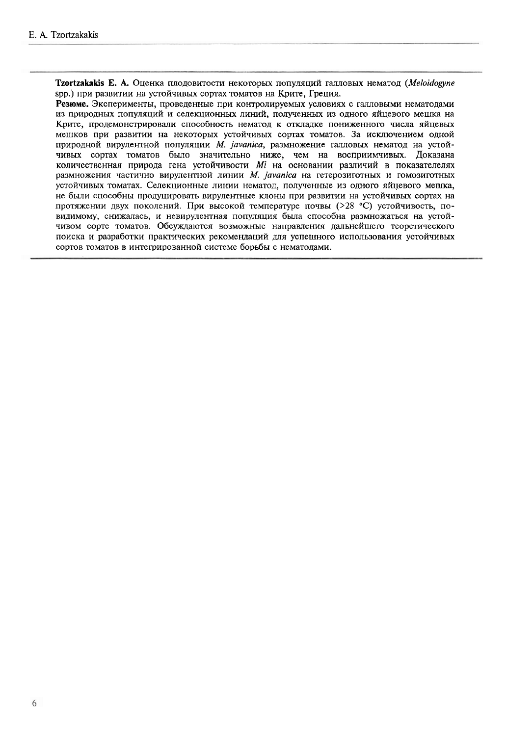**Tzortzakakis E. A.** Оценка плодовитости некоторых популяций галловых нематод (*Meloidogyne* spp.) при развитии на устойчивых сортах томатов на Крите, Греция.

**Резюме.** Эксперименты, проведенные при контролируемых условиях с галловыми нематодами из природных популяций и селекционных линий, полученных из одного яйцевого мешка на Крите, продемонстрировали способность нематод к откладке пониженного числа яйцевых мешков при развитии на некоторых устойчивых сортах томатов. За исключением одной природной вирулентной популяции *M. javanica*, размножение галловых нематод на устойчивых сортах томатов было значительно ниже, чем на восприимчивых. Доказана количественная природа гена устойчивости *Mi* на основании различий в показателях размножения частично вирулентной линии *M. javanica* на гетерозиготных и гомозиготных устойчивых томатах. Селекционные линии нематод, полученные из одного яйцевого мешка, не были способны продуцировать вирулентные клоны при развитии на устойчивых сортах на протяжении двух поколений. При высокой температуре почвы (>28 °C) устойчивость, по-видимому, снижалась, и невирулентная популяция была способна размножаться на устойчивом сорте томатов. Обсуждаются возможные направления дальнейшего теоретического поиска и разработки практических рекомендаций для успешного использования устойчивых сортов томатов в интегрированной системе борьбы с нематодами.